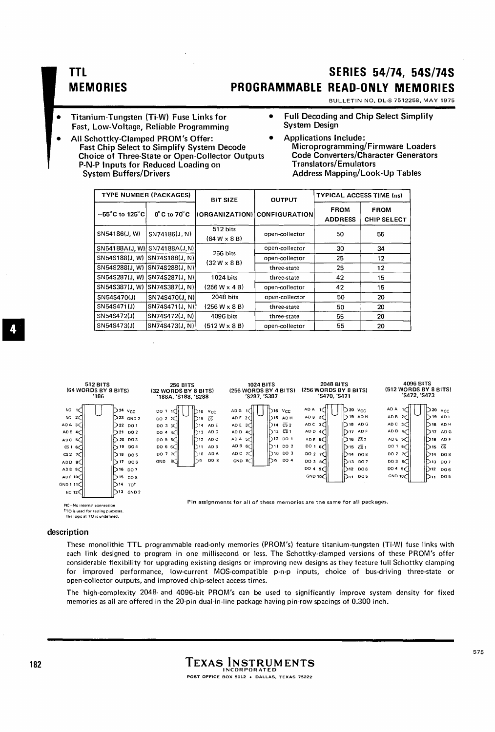# TTL MEMORIES

# SERIES 54/74, 54S/74S PROGRAMMABLE READ-ONLY MEMORIES

BULLETIN NO. DL-S 7512258, MAY 1975

- Titanium-Tungsten (Ti-W) Fuse Links for Fast, Low-Voltage, Reliable Programming
- All Schottky-Clamped PROM's Offer:
  - Fast Chip Select to Simplify System Decode
  - Choice of Three-State or Open-Collector Outputs
  - P-N-P Inputs for Reduced Loading on System Buffers/Drivers
- Full Decoding and Chip Select Simplify System Design
- Applications Include:
  - Microprogramming/Firmware Loaders
  - Code Converters/Character Generators
  - Translators/Emulators
  - Address Mapping/Look-Up Tables

| TYPE NUMBER (PACKAGES) | | BIT SIZE | OUTPUT | TYPICAL ACCESS TIME (ns) | |
|---|---|---|---|---|---|
| −55°C to 125°C | 0°C to 70°C | (ORGANIZATION) | CONFIGURATION | FROM ADDRESS | FROM CHIP SELECT |
| SN54186(J, W) | SN74186(J, N) | 512 bits (64 W x 8 B) | open-collector | 50 | 55 |
| SN54188A(J, W) | SN74188A(J,N) | 256 bits (32 W x 8 B) | open-collector | 30 | 34 |
| SN54S188(J, W) | SN74S188(J, N) | | open-collector | 25 | 12 |
| SN54S288(J, W) | SN74S288(J, N) | | three-state | 25 | 12 |
| SN54S287(J, W) | SN74S287(J, N) | 1024 bits (256 W x 4 B) | three-state | 42 | 15 |
| SN54S387(J, W) | SN74S387(J, N) | | open-collector | 42 | 15 |
| SN54S470(J) | SN74S470(J, N) | 2048 bits (256 W x 8 B) | open-collector | 50 | 20 |
| SN54S471(J) | SN74S471(J, N) | | three-state | 50 | 20 |
| SN54S472(J) | SN74S472(J, N) | 4096 bits (512 W x 8 B) | three-state | 55 | 20 |
| SN54S473(J) | SN74S473(J, N) | | open-collector | 55 | 20 |

**512 BITS (64 WORDS BY 8 BITS) '186**

| Pin | Function | Pin | Function |
|---|---|---|---|
| 1 | NC | 24 | VCC |
| 2 | NC | 23 | GND 2 |
| 3 | AD A | 22 | DO 1 |
| 4 | AD B | 21 | DO 2 |
| 5 | AD C | 20 | DO 3 |
| 6 | CS 1 | 19 | DO 4 |
| 7 | CS 2 | 18 | DO 5 |
| 8 | AD D | 17 | DO 6 |
| 9 | AD E | 16 | DO 7 |
| 10 | AD F | 15 | DO 8 |
| 11 | GND 1 | 14 | TO† |
| 12 | NC | 13 | GND 2 |

NC – No internal connection
†TO is used for testing purposes. The logic at TO is undefined.

**256 BITS (32 WORDS BY 8 BITS) '188A, 'S188, 'S288**

| Pin | Function | Pin | Function |
|---|---|---|---|
| 1 | DO 1 | 16 | VCC |
| 2 | DO 2 | 15 | $\overline{CS}$ |
| 3 | DO 3 | 14 | AD E |
| 4 | DO 4 | 13 | AD D |
| 5 | DO 5 | 12 | AD C |
| 6 | DO 6 | 11 | AD B |
| 7 | DO 7 | 10 | AD A |
| 8 | GND | 9 | DO 8 |

**1024 BITS (256 WORDS BY 4 BITS) 'S287, 'S387**

| Pin | Function | Pin | Function |
|---|---|---|---|
| 1 | AD G | 16 | VCC |
| 2 | AD F | 15 | AD H |
| 3 | AD E | 14 | $\overline{CS}$ 2 |
| 4 | AD D | 13 | $\overline{CS}$ 1 |
| 5 | AD A | 12 | DO 1 |
| 6 | AD B | 11 | DO 2 |
| 7 | AD C | 10 | DO 3 |
| 8 | GND | 9 | DO 4 |

**2048 BITS (256 WORDS BY 8 BITS) 'S470, 'S471**

| Pin | Function | Pin | Function |
|---|---|---|---|
| 1 | AD A | 20 | VCC |
| 2 | AD B | 19 | AD H |
| 3 | AD C | 18 | AD G |
| 4 | AD D | 17 | AD F |
| 5 | AD E | 16 | $\overline{CS}$ 2 |
| 6 | DO 1 | 15 | $\overline{CS}$ 1 |
| 7 | DO 2 | 14 | DO 8 |
| 8 | DO 3 | 13 | DO 7 |
| 9 | DO 4 | 12 | DO 6 |
| 10 | GND | 11 | DO 5 |

**4096 BITS (512 WORDS BY 8 BITS) 'S472, 'S473**

| Pin | Function | Pin | Function |
|---|---|---|---|
| 1 | AD A | 20 | VCC |
| 2 | AD B | 19 | AD I |
| 3 | AD C | 18 | AD H |
| 4 | AD D | 17 | AD G |
| 5 | AD E | 16 | AD F |
| 6 | DO 1 | 15 | $\overline{CS}$ |
| 7 | DO 2 | 14 | DO 8 |
| 8 | DO 3 | 13 | DO 7 |
| 9 | DO 4 | 12 | DO 6 |
| 10 | GND | 11 | DO 5 |

Pin assignments for all of these memories are the same for all packages.

## description

These monolithic TTL programmable read-only memories (PROM's) feature titanium-tungsten (Ti-W) fuse links with each link designed to program in one millisecond or less. The Schottky-clamped versions of these PROM's offer considerable flexibility for upgrading existing designs or improving new designs as they feature full Schottky clamping for improved performance, low-current MOS-compatible p-n-p inputs, choice of bus-driving three-state or open-collector outputs, and improved chip-select access times.

The high-complexity 2048- and 4096-bit PROM's can be used to significantly improve system density for fixed memories as all are offered in the 20-pin dual-in-line package having pin-row spacings of 0.300 inch.

TEXAS INSTRUMENTS INCORPORATED
POST OFFICE BOX 5012 • DALLAS, TEXAS 75222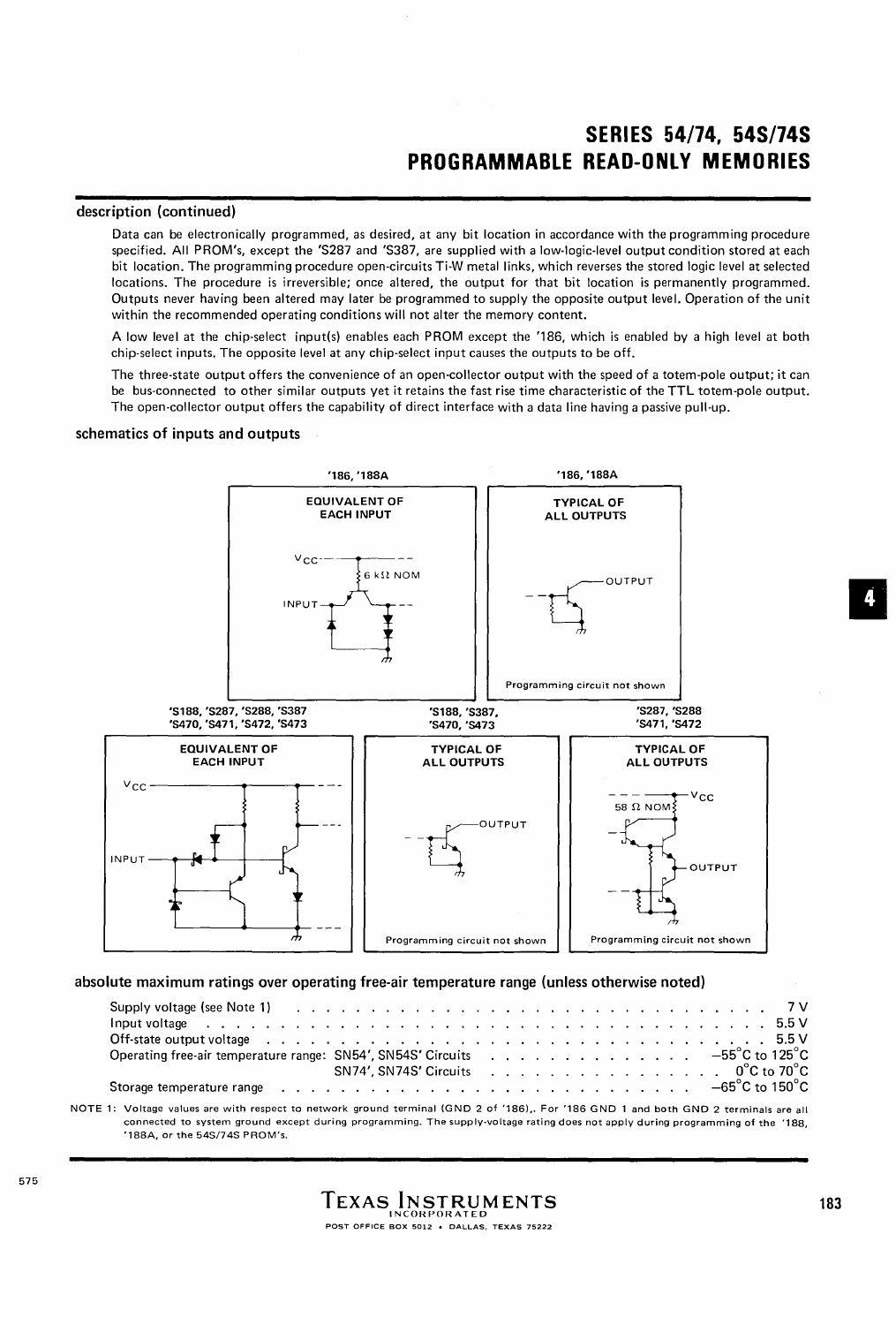## description (continued)

Data can be electronically programmed, as desired, at any bit location in accordance with the programming procedure specified. All PROM's, except the 'S287 and 'S387, are supplied with a low-logic-level output condition stored at each bit location. The programming procedure open-circuits Ti-W metal links, which reverses the stored logic level at selected locations. The procedure is irreversible; once altered, the output for that bit location is permanently programmed. Outputs never having been altered may later be programmed to supply the opposite output level. Operation of the unit within the recommended operating conditions will not alter the memory content.

A low level at the chip-select input(s) enables each PROM except the '186, which is enabled by a high level at both chip-select inputs. The opposite level at any chip-select input causes the outputs to be off.

The three-state output offers the convenience of an open-collector output with the speed of a totem-pole output; it can be bus-connected to other similar outputs yet it retains the fast rise time characteristic of the TTL totem-pole output. The open-collector output offers the capability of direct interface with a data line having a passive pull-up.

## schematics of inputs and outputs

'186, '188A — EQUIVALENT OF EACH INPUT ($V_{CC}$, 6 kΩ NOM, INPUT)

'186, '188A — TYPICAL OF ALL OUTPUTS (OUTPUT; Programming circuit not shown)

'S188, 'S287, 'S288, 'S387, 'S470, 'S471, 'S472, 'S473 — EQUIVALENT OF EACH INPUT ($V_{CC}$, INPUT)

'S188, 'S387, 'S470, 'S473 — TYPICAL OF ALL OUTPUTS (OUTPUT; Programming circuit not shown)

'S287, 'S288, 'S471, 'S472 — TYPICAL OF ALL OUTPUTS ($V_{CC}$, 58 Ω NOM, OUTPUT; Programming circuit not shown)

## absolute maximum ratings over operating free-air temperature range (unless otherwise noted)

| | |
|---|---|
| Supply voltage (see Note 1) | 7 V |
| Input voltage | 5.5 V |
| Off-state output voltage | 5.5 V |
| Operating free-air temperature range: SN54', SN54S' Circuits | −55°C to 125°C |
| SN74', SN74S' Circuits | 0°C to 70°C |
| Storage temperature range | −65°C to 150°C |

NOTE 1: Voltage values are with respect to network ground terminal (GND 2 of '186),. For '186 GND 1 and both GND 2 terminals are all connected to system ground except during programming. The supply-voltage rating does not apply during programming of the '188, '188A, or the 54S/74S PROM's.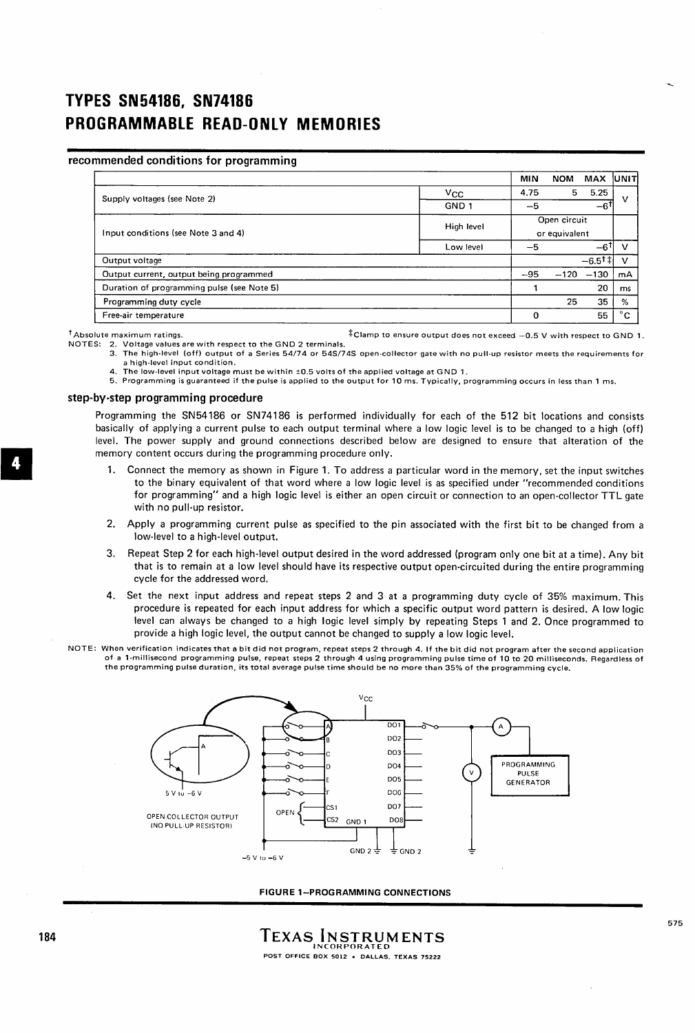# TYPES SN54186, SN74186
# PROGRAMMABLE READ-ONLY MEMORIES

## recommended conditions for programming

| | | MIN | NOM | MAX | UNIT |
|---|---|---|---|---|---|
| Supply voltages (see Note 2) | $V_{CC}$ | 4.75 | 5 | 5.25 | V |
| | GND 1 | −5 | | −6† | |
| Input conditions (see Note 3 and 4) | High level | Open circuit or equivalent | | | |
| | Low level | −5 | | −6† | V |
| Output voltage | | | | −6.5†‡ | V |
| Output current, output being programmed | | −95 | −120 | −130 | mA |
| Duration of programming pulse (see Note 5) | | 1 | | 20 | ms |
| Programming duty cycle | | | 25 | 35 | % |
| Free-air temperature | | 0 | | 55 | °C |

†Absolute maximum ratings. ‡Clamp to ensure output does not exceed −0.5 V with respect to GND 1.

NOTES: 2. Voltage values are with respect to the GND 2 terminals.
3. The high-level (off) output of a Series 54/74 or 54S/74S open-collector gate with no pull-up resistor meets the requirements for a high-level input condition.
4. The low-level input voltage must be within ±0.5 volts of the applied voltage at GND 1.
5. Programming is guaranteed if the pulse is applied to the output for 10 ms. Typically, programming occurs in less than 1 ms.

## step-by-step programming procedure

Programming the SN54186 or SN74186 is performed individually for each of the 512 bit locations and consists basically of applying a current pulse to each output terminal where a low logic level is to be changed to a high (off) level. The power supply and ground connections described below are designed to ensure that alteration of the memory content occurs during the programming procedure only.

1. Connect the memory as shown in Figure 1. To address a particular word in the memory, set the input switches to the binary equivalent of that word where a low logic level is as specified under "recommended conditions for programming" and a high logic level is either an open circuit or connection to an open-collector TTL gate with no pull-up resistor.
2. Apply a programming current pulse as specified to the pin associated with the first bit to be changed from a low-level to a high-level output.
3. Repeat Step 2 for each high-level output desired in the word addressed (program only one bit at a time). Any bit that is to remain at a low level should have its respective output open-circuited during the entire programming cycle for the addressed word.
4. Set the next input address and repeat steps 2 and 3 at a programming duty cycle of 35% maximum. This procedure is repeated for each input address for which a specific output word pattern is desired. A low logic level can always be changed to a high logic level simply by repeating Steps 1 and 2. Once programmed to provide a high logic level, the output cannot be changed to supply a low logic level.

NOTE: When verification indicates that a bit did not program, repeat steps 2 through 4. If the bit did not program after the second application of a 1-millisecond programming pulse, repeat steps 2 through 4 using programming pulse time of 10 to 20 milliseconds. Regardless of the programming pulse duration, its total average pulse time should be no more than 35% of the programming cycle.

FIGURE 1—PROGRAMMING CONNECTIONS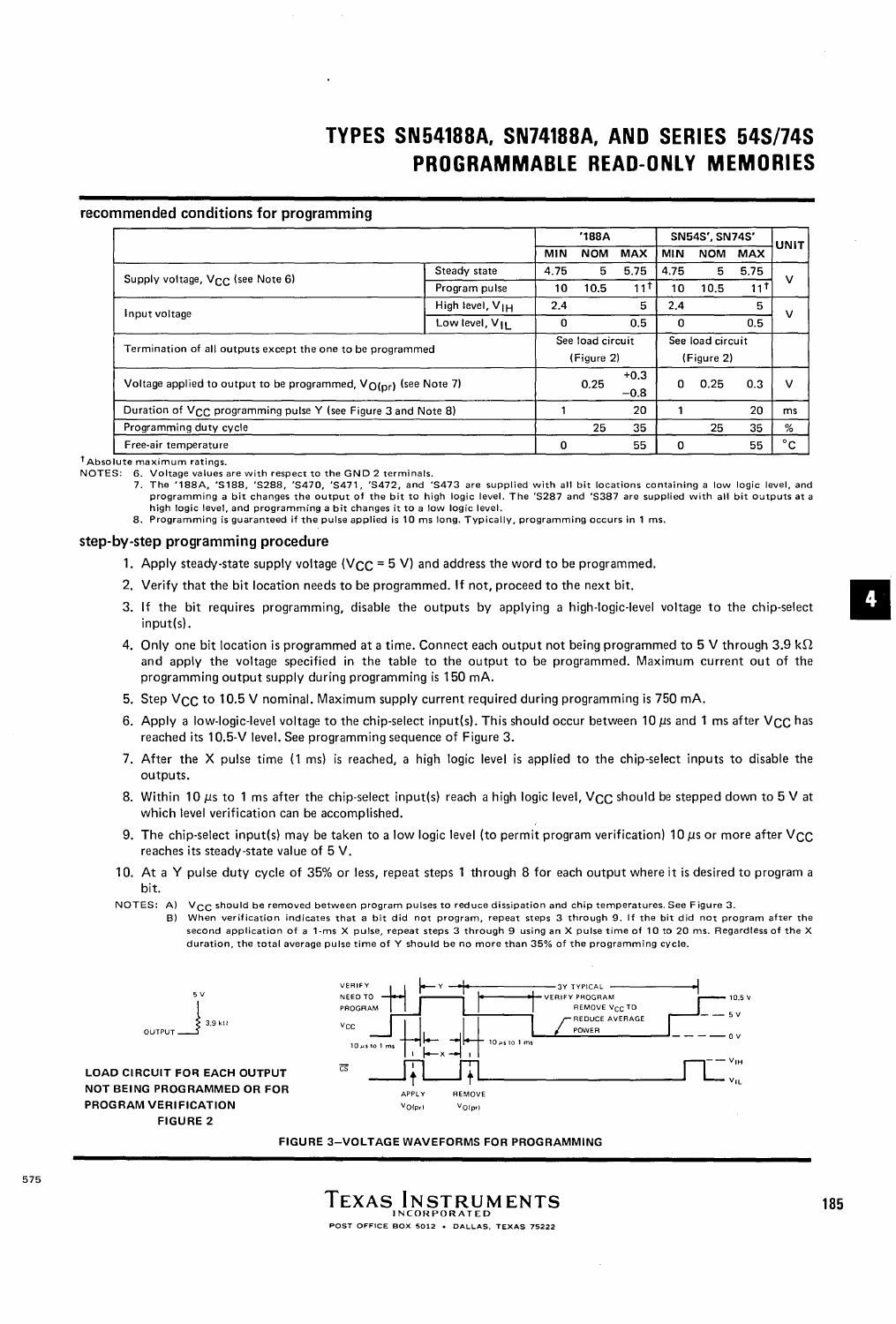# TYPES SN54188A, SN74188A, AND SERIES 54S/74S PROGRAMMABLE READ-ONLY MEMORIES

## recommended conditions for programming

| | | '188A MIN | '188A NOM | '188A MAX | SN54S', SN74S' MIN | SN54S', SN74S' NOM | SN54S', SN74S' MAX | UNIT |
|---|---|---|---|---|---|---|---|---|
| Supply voltage, $V_{CC}$ (see Note 6) | Steady state | 4.75 | 5 | 5.75 | 4.75 | 5 | 5.75 | V |
| | Program pulse | 10 | 10.5 | 11† | 10 | 10.5 | 11† | |
| Input voltage | High level, $V_{IH}$ | 2.4 | | 5 | 2.4 | | 5 | V |
| | Low level, $V_{IL}$ | 0 | | 0.5 | 0 | | 0.5 | |
| Termination of all outputs except the one to be programmed | | See load circuit (Figure 2) | | | See load circuit (Figure 2) | | | |
| Voltage applied to output to be programmed, $V_{O(pr)}$ (see Note 7) | | | 0.25 | +0.3 −0.8 | 0 | 0.25 | 0.3 | V |
| Duration of $V_{CC}$ programming pulse Y (see Figure 3 and Note 8) | | 1 | | 20 | 1 | | 20 | ms |
| Programming duty cycle | | | 25 | 35 | | 25 | 35 | % |
| Free-air temperature | | 0 | | 55 | 0 | | 55 | °C |

†Absolute maximum ratings.

NOTES: 6. Voltage values are with respect to the GND 2 terminals.
7. The '188A, 'S188, 'S288, 'S470, 'S471, 'S472, and 'S473 are supplied with all bit locations containing a low logic level, and programming a bit changes the output of the bit to high logic level. The 'S287 and 'S387 are supplied with all bit outputs at a high logic level, and programming a bit changes it to a low logic level.
8. Programming is guaranteed if the pulse applied is 10 ms long. Typically, programming occurs in 1 ms.

## step-by-step programming procedure

1. Apply steady-state supply voltage ($V_{CC}$ = 5 V) and address the word to be programmed.
2. Verify that the bit location needs to be programmed. If not, proceed to the next bit.
3. If the bit requires programming, disable the outputs by applying a high-logic-level voltage to the chip-select input(s).
4. Only one bit location is programmed at a time. Connect each output not being programmed to 5 V through 3.9 kΩ and apply the voltage specified in the table to the output to be programmed. Maximum current out of the programming output supply during programming is 150 mA.
5. Step $V_{CC}$ to 10.5 V nominal. Maximum supply current required during programming is 750 mA.
6. Apply a low-logic-level voltage to the chip-select input(s). This should occur between 10 μs and 1 ms after $V_{CC}$ has reached its 10.5-V level. See programming sequence of Figure 3.
7. After the X pulse time (1 ms) is reached, a high logic level is applied to the chip-select inputs to disable the outputs.
8. Within 10 μs to 1 ms after the chip-select input(s) reach a high logic level, $V_{CC}$ should be stepped down to 5 V at which level verification can be accomplished.
9. The chip-select input(s) may be taken to a low logic level (to permit program verification) 10 μs or more after $V_{CC}$ reaches its steady-state value of 5 V.
10. At a Y pulse duty cycle of 35% or less, repeat steps 1 through 8 for each output where it is desired to program a bit.

NOTES: A) $V_{CC}$ should be removed between program pulses to reduce dissipation and chip temperatures. See Figure 3.
B) When verification indicates that a bit did not program, repeat steps 3 through 9. If the bit did not program after the second application of a 1-ms X pulse, repeat steps 3 through 9 using an X pulse time of 10 to 20 ms. Regardless of the X duration, the total average pulse time of Y should be no more than 35% of the programming cycle.

5 V

3.9 kΩ

OUTPUT

**LOAD CIRCUIT FOR EACH OUTPUT NOT BEING PROGRAMMED OR FOR PROGRAM VERIFICATION**
**FIGURE 2**

VERIFY NEED TO PROGRAM — Y — 3Y TYPICAL — VERIFY PROGRAM — REMOVE $V_{CC}$ TO REDUCE AVERAGE POWER

$V_{CC}$: 10.5 V, 5 V, 0 V

10 μs to 1 ms — X — 10 μs to 1 ms

$\overline{CS}$: $V_{IH}$, $V_{IL}$

APPLY $V_{O(pr)}$ — REMOVE $V_{O(pr)}$

**FIGURE 3—VOLTAGE WAVEFORMS FOR PROGRAMMING**

TEXAS INSTRUMENTS INCORPORATED
POST OFFICE BOX 5012 • DALLAS, TEXAS 75222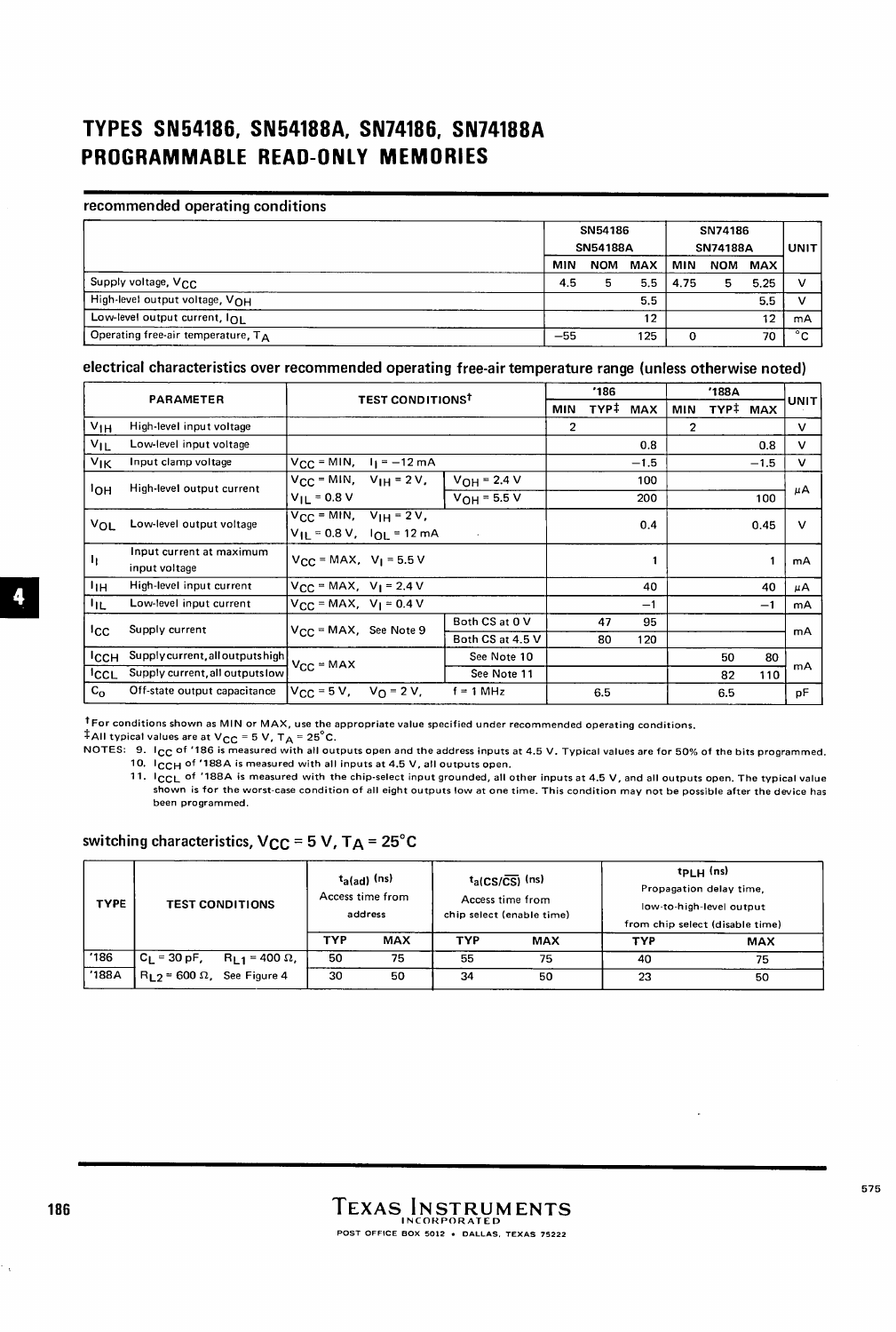# TYPES SN54186, SN54188A, SN74186, SN74188A PROGRAMMABLE READ-ONLY MEMORIES

## recommended operating conditions

| | SN54186 SN54188A | | | SN74186 SN74188A | | | UNIT |
|---|---|---|---|---|---|---|---|
| | MIN | NOM | MAX | MIN | NOM | MAX | |
| Supply voltage, $V_{CC}$ | 4.5 | 5 | 5.5 | 4.75 | 5 | 5.25 | V |
| High-level output voltage, $V_{OH}$ | | | 5.5 | | | 5.5 | V |
| Low-level output current, $I_{OL}$ | | | 12 | | | 12 | mA |
| Operating free-air temperature, $T_A$ | −55 | | 125 | 0 | | 70 | °C |

## electrical characteristics over recommended operating free-air temperature range (unless otherwise noted)

| PARAMETER | | TEST CONDITIONS† | | '186 | | | '188A | | | UNIT |
|---|---|---|---|---|---|---|---|---|---|---|
| | | | | MIN | TYP‡ | MAX | MIN | TYP‡ | MAX | |
| $V_{IH}$ | High-level input voltage | | | 2 | | | 2 | | | V |
| $V_{IL}$ | Low-level input voltage | | | | | 0.8 | | | 0.8 | V |
| $V_{IK}$ | Input clamp voltage | $V_{CC}$ = MIN, $I_I$ = −12 mA | | | | −1.5 | | | −1.5 | V |
| $I_{OH}$ | High-level output current | $V_{CC}$ = MIN, $V_{IH}$ = 2 V, $V_{IL}$ = 0.8 V | $V_{OH}$ = 2.4 V | | | 100 | | | | μA |
| | | | $V_{OH}$ = 5.5 V | | | 200 | | | 100 | |
| $V_{OL}$ | Low-level output voltage | $V_{CC}$ = MIN, $V_{IH}$ = 2 V, $V_{IL}$ = 0.8 V, $I_{OL}$ = 12 mA | | | | 0.4 | | | 0.45 | V |
| $I_I$ | Input current at maximum input voltage | $V_{CC}$ = MAX, $V_I$ = 5.5 V | | | | 1 | | | 1 | mA |
| $I_{IH}$ | High-level input current | $V_{CC}$ = MAX, $V_I$ = 2.4 V | | | | 40 | | | 40 | μA |
| $I_{IL}$ | Low-level input current | $V_{CC}$ = MAX, $V_I$ = 0.4 V | | | | −1 | | | −1 | mA |
| $I_{CC}$ | Supply current | $V_{CC}$ = MAX, See Note 9 | Both CS at 0 V | | 47 | 95 | | | | mA |
| | | | Both CS at 4.5 V | | 80 | 120 | | | | |
| $I_{CCH}$ | Supply current, all outputs high | $V_{CC}$ = MAX | See Note 10 | | | | | 50 | 80 | mA |
| $I_{CCL}$ | Supply current, all outputs low | | See Note 11 | | | | | 82 | 110 | |
| $C_o$ | Off-state output capacitance | $V_{CC}$ = 5 V, $V_O$ = 2 V, | f = 1 MHz | | 6.5 | | | 6.5 | | pF |

†For conditions shown as MIN or MAX, use the appropriate value specified under recommended operating conditions.
‡All typical values are at $V_{CC}$ = 5 V, $T_A$ = 25°C.

NOTES: 9. $I_{CC}$ of '186 is measured with all outputs open and the address inputs at 4.5 V. Typical values are for 50% of the bits programmed.
10. $I_{CCH}$ of '188A is measured with all inputs at 4.5 V, all outputs open.
11. $I_{CCL}$ of '188A is measured with the chip-select input grounded, all other inputs at 4.5 V, and all outputs open. The typical value shown is for the worst-case condition of all eight outputs low at one time. This condition may not be possible after the device has been programmed.

## switching characteristics, $V_{CC}$ = 5 V, $T_A$ = 25°C

| TYPE | TEST CONDITIONS | $t_{a(ad)}$ (ns) Access time from address | | $t_{a(CS/\overline{CS})}$ (ns) Access time from chip select (enable time) | | $t_{PLH}$ (ns) Propagation delay time, low-to-high-level output from chip select (disable time) | |
|---|---|---|---|---|---|---|---|
| | | TYP | MAX | TYP | MAX | TYP | MAX |
| '186 | $C_L$ = 30 pF, $R_{L1}$ = 400 Ω, | 50 | 75 | 55 | 75 | 40 | 75 |
| '188A | $R_{L2}$ = 600 Ω, See Figure 4 | 30 | 50 | 34 | 50 | 23 | 50 |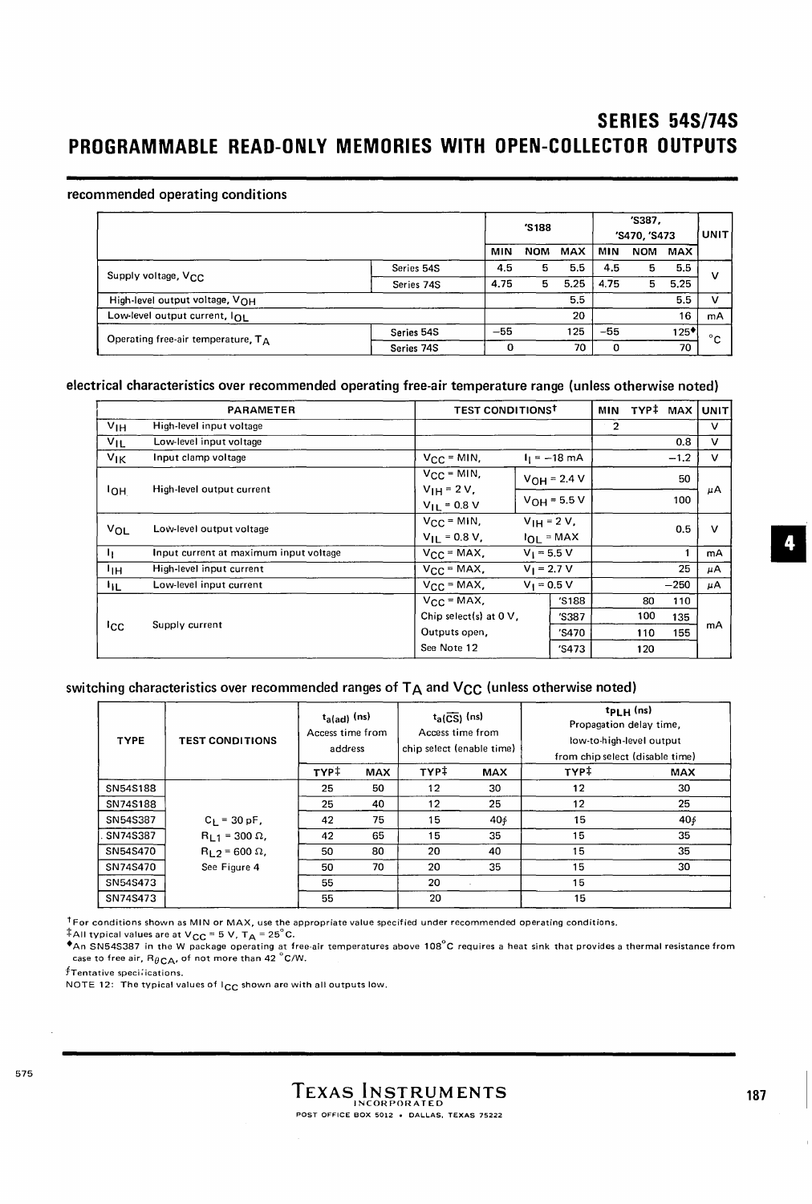# SERIES 54S/74S
# PROGRAMMABLE READ-ONLY MEMORIES WITH OPEN-COLLECTOR OUTPUTS

### recommended operating conditions

| | | 'S188 | | | 'S387, 'S470, 'S473 | | | UNIT |
|---|---|---|---|---|---|---|---|---|
| | | MIN | NOM | MAX | MIN | NOM | MAX | |
| Supply voltage, $V_{CC}$ | Series 54S | 4.5 | 5 | 5.5 | 4.5 | 5 | 5.5 | V |
| | Series 74S | 4.75 | 5 | 5.25 | 4.75 | 5 | 5.25 | |
| High-level output voltage, $V_{OH}$ | | | | 5.5 | | | 5.5 | V |
| Low-level output current, $I_{OL}$ | | | | 20 | | | 16 | mA |
| Operating free-air temperature, $T_A$ | Series 54S | −55 | | 125 | −55 | | 125◆ | °C |
| | Series 74S | 0 | | 70 | 0 | | 70 | |

### electrical characteristics over recommended operating free-air temperature range (unless otherwise noted)

| PARAMETER | | TEST CONDITIONS† | | MIN | TYP‡ | MAX | UNIT |
|---|---|---|---|---|---|---|---|
| $V_{IH}$ | High-level input voltage | | | 2 | | | V |
| $V_{IL}$ | Low-level input voltage | | | | | 0.8 | V |
| $V_{IK}$ | Input clamp voltage | $V_{CC}$ = MIN, | $I_I$ = −18 mA | | | −1.2 | V |
| $I_{OH}$ | High-level output current | $V_{CC}$ = MIN, $V_{IH}$ = 2 V, $V_{IL}$ = 0.8 V | $V_{OH}$ = 2.4 V | | | 50 | μA |
| | | | $V_{OH}$ = 5.5 V | | | 100 | |
| $V_{OL}$ | Low-level output voltage | $V_{CC}$ = MIN, $V_{IL}$ = 0.8 V, | $V_{IH}$ = 2 V, $I_{OL}$ = MAX | | | 0.5 | V |
| $I_I$ | Input current at maximum input voltage | $V_{CC}$ = MAX, | $V_I$ = 5.5 V | | | 1 | mA |
| $I_{IH}$ | High-level input current | $V_{CC}$ = MAX, | $V_I$ = 2.7 V | | | 25 | μA |
| $I_{IL}$ | Low-level input current | $V_{CC}$ = MAX, | $V_I$ = 0.5 V | | | −250 | μA |
| $I_{CC}$ | Supply current | $V_{CC}$ = MAX, Chip select(s) at 0 V, Outputs open, See Note 12 | 'S188 | | 80 | 110 | mA |
| | | | 'S387 | | 100 | 135 | |
| | | | 'S470 | | 110 | 155 | |
| | | | 'S473 | | 120 | | |

### switching characteristics over recommended ranges of $T_A$ and $V_{CC}$ (unless otherwise noted)

| TYPE | TEST CONDITIONS | $t_{a(ad)}$ (ns) Access time from address | | $t_{a(\overline{CS})}$ (ns) Access time from chip select (enable time) | | $t_{PLH}$ (ns) Propagation delay time, low-to-high-level output from chip select (disable time) | |
|---|---|---|---|---|---|---|---|
| | | TYP‡ | MAX | TYP‡ | MAX | TYP‡ | MAX |
| SN54S188 | $C_L$ = 30 pF, $R_{L1}$ = 300 Ω, $R_{L2}$ = 600 Ω, See Figure 4 | 25 | 50 | 12 | 30 | 12 | 30 |
| SN74S188 | | 25 | 40 | 12 | 25 | 12 | 25 |
| SN54S387 | | 42 | 75 | 15 | 40ƒ | 15 | 40ƒ |
| SN74S387 | | 42 | 65 | 15 | 35 | 15 | 35 |
| SN54S470 | | 50 | 80 | 20 | 40 | 15 | 35 |
| SN74S470 | | 50 | 70 | 20 | 35 | 15 | 30 |
| SN54S473 | | 55 | | 20 | | 15 | |
| SN74S473 | | 55 | | 20 | | 15 | |

†For conditions shown as MIN or MAX, use the appropriate value specified under recommended operating conditions.
‡All typical values are at $V_{CC}$ = 5 V, $T_A$ = 25°C.
◆An SN54S387 in the W package operating at free-air temperatures above 108°C requires a heat sink that provides a thermal resistance from case to free air, $R_{\theta CA}$, of not more than 42 °C/W.
ƒTentative specifications.
NOTE 12: The typical values of $I_{CC}$ shown are with all outputs low.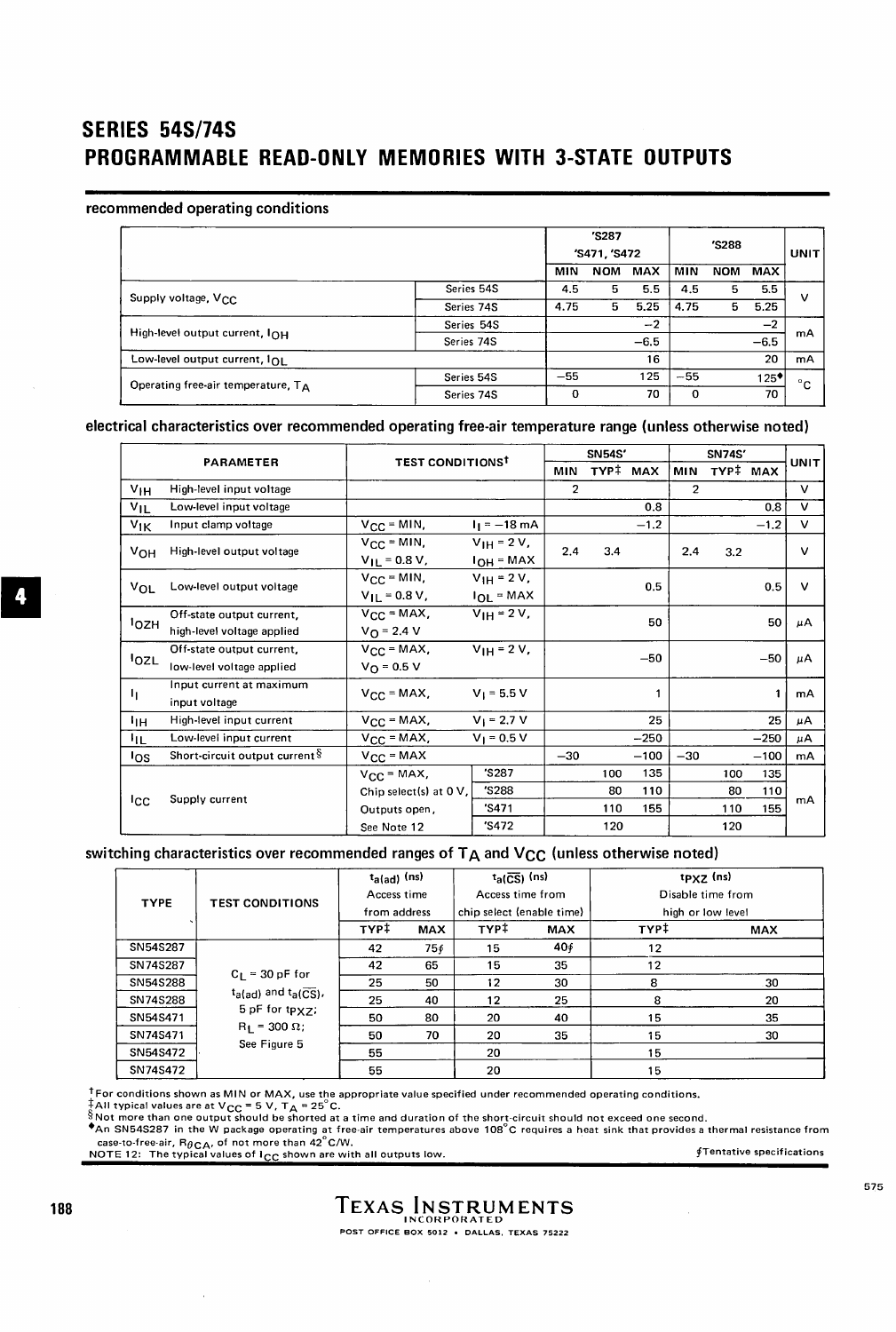# SERIES 54S/74S
# PROGRAMMABLE READ-ONLY MEMORIES WITH 3-STATE OUTPUTS

## recommended operating conditions

| | | 'S287 'S471, 'S472 | | | 'S288 | | | UNIT |
|---|---|---|---|---|---|---|---|---|
| | | MIN | NOM | MAX | MIN | NOM | MAX | |
| Supply voltage, $V_{CC}$ | Series 54S | 4.5 | 5 | 5.5 | 4.5 | 5 | 5.5 | V |
| | Series 74S | 4.75 | 5 | 5.25 | 4.75 | 5 | 5.25 | |
| High-level output current, $I_{OH}$ | Series 54S | | | −2 | | | −2 | mA |
| | Series 74S | | | −6.5 | | | −6.5 | |
| Low-level output current, $I_{OL}$ | | | | 16 | | | 20 | mA |
| Operating free-air temperature, $T_A$ | Series 54S | −55 | | 125 | −55 | | 125♦ | °C |
| | Series 74S | 0 | | 70 | 0 | | 70 | |

## electrical characteristics over recommended operating free-air temperature range (unless otherwise noted)

| PARAMETER | | TEST CONDITIONS† | | SN54S' | | | SN74S' | | | UNIT |
|---|---|---|---|---|---|---|---|---|---|---|
| | | | | MIN | TYP‡ | MAX | MIN | TYP‡ | MAX | |
| $V_{IH}$ | High-level input voltage | | | 2 | | | 2 | | | V |
| $V_{IL}$ | Low-level input voltage | | | | | 0.8 | | | 0.8 | V |
| $V_{IK}$ | Input clamp voltage | $V_{CC}$ = MIN, | $I_I$ = −18 mA | | | −1.2 | | | −1.2 | V |
| $V_{OH}$ | High-level output voltage | $V_{CC}$ = MIN, $V_{IL}$ = 0.8 V, | $V_{IH}$ = 2 V, $I_{OH}$ = MAX | 2.4 | 3.4 | | 2.4 | 3.2 | | V |
| $V_{OL}$ | Low-level output voltage | $V_{CC}$ = MIN, $V_{IL}$ = 0.8 V, | $V_{IH}$ = 2 V, $I_{OL}$ = MAX | | | 0.5 | | | 0.5 | V |
| $I_{OZH}$ | Off-state output current, high-level voltage applied | $V_{CC}$ = MAX, $V_O$ = 2.4 V | $V_{IH}$ = 2 V, | | | 50 | | | 50 | μA |
| $I_{OZL}$ | Off-state output current, low-level voltage applied | $V_{CC}$ = MAX, $V_O$ = 0.5 V | $V_{IH}$ = 2 V, | | | −50 | | | −50 | μA |
| $I_I$ | Input current at maximum input voltage | $V_{CC}$ = MAX, | $V_I$ = 5.5 V | | | 1 | | | 1 | mA |
| $I_{IH}$ | High-level input current | $V_{CC}$ = MAX, | $V_I$ = 2.7 V | | | 25 | | | 25 | μA |
| $I_{IL}$ | Low-level input current | $V_{CC}$ = MAX, | $V_I$ = 0.5 V | | | −250 | | | −250 | μA |
| $I_{OS}$ | Short-circuit output current§ | $V_{CC}$ = MAX | | −30 | | −100 | −30 | | −100 | mA |
| $I_{CC}$ | Supply current | $V_{CC}$ = MAX, Chip select(s) at 0 V, Outputs open, See Note 12 | 'S287 | | 100 | 135 | | 100 | 135 | mA |
| | | | 'S288 | | 80 | 110 | | 80 | 110 | |
| | | | 'S471 | | 110 | 155 | | 110 | 155 | |
| | | | 'S472 | | 120 | | | 120 | | |

## switching characteristics over recommended ranges of $T_A$ and $V_{CC}$ (unless otherwise noted)

| TYPE | TEST CONDITIONS | $t_{a(ad)}$ (ns) Access time from address | | $t_{a(\overline{CS})}$ (ns) Access time from chip select (enable time) | | $t_{PXZ}$ (ns) Disable time from high or low level | |
|---|---|---|---|---|---|---|---|
| | | TYP‡ | MAX | TYP‡ | MAX | TYP‡ | MAX |
| SN54S287 | $C_L$ = 30 pF for $t_{a(ad)}$ and $t_{a(\overline{CS})}$, 5 pF for $t_{PXZ}$; $R_L$ = 300 Ω; See Figure 5 | 42 | 75∮ | 15 | 40∮ | 12 | |
| SN74S287 | | 42 | 65 | 15 | 35 | 12 | |
| SN54S288 | | 25 | 50 | 12 | 30 | 8 | 30 |
| SN74S288 | | 25 | 40 | 12 | 25 | 8 | 20 |
| SN54S471 | | 50 | 80 | 20 | 40 | 15 | 35 |
| SN74S471 | | 50 | 70 | 20 | 35 | 15 | 30 |
| SN54S472 | | 55 | | 20 | | 15 | |
| SN74S472 | | 55 | | 20 | | 15 | |

†For conditions shown as MIN or MAX, use the appropriate value specified under recommended operating conditions.
‡All typical values are at $V_{CC}$ = 5 V, $T_A$ = 25°C.
§Not more than one output should be shorted at a time and duration of the short-circuit should not exceed one second.
♦An SN54S287 in the W package operating at free-air temperatures above 108°C requires a heat sink that provides a thermal resistance from case-to-free-air, $R_{\theta CA}$, of not more than 42°C/W.
NOTE 12: The typical values of $I_{CC}$ shown are with all outputs low.
∮Tentative specifications

TEXAS INSTRUMENTS INCORPORATED
POST OFFICE BOX 5012 • DALLAS, TEXAS 75222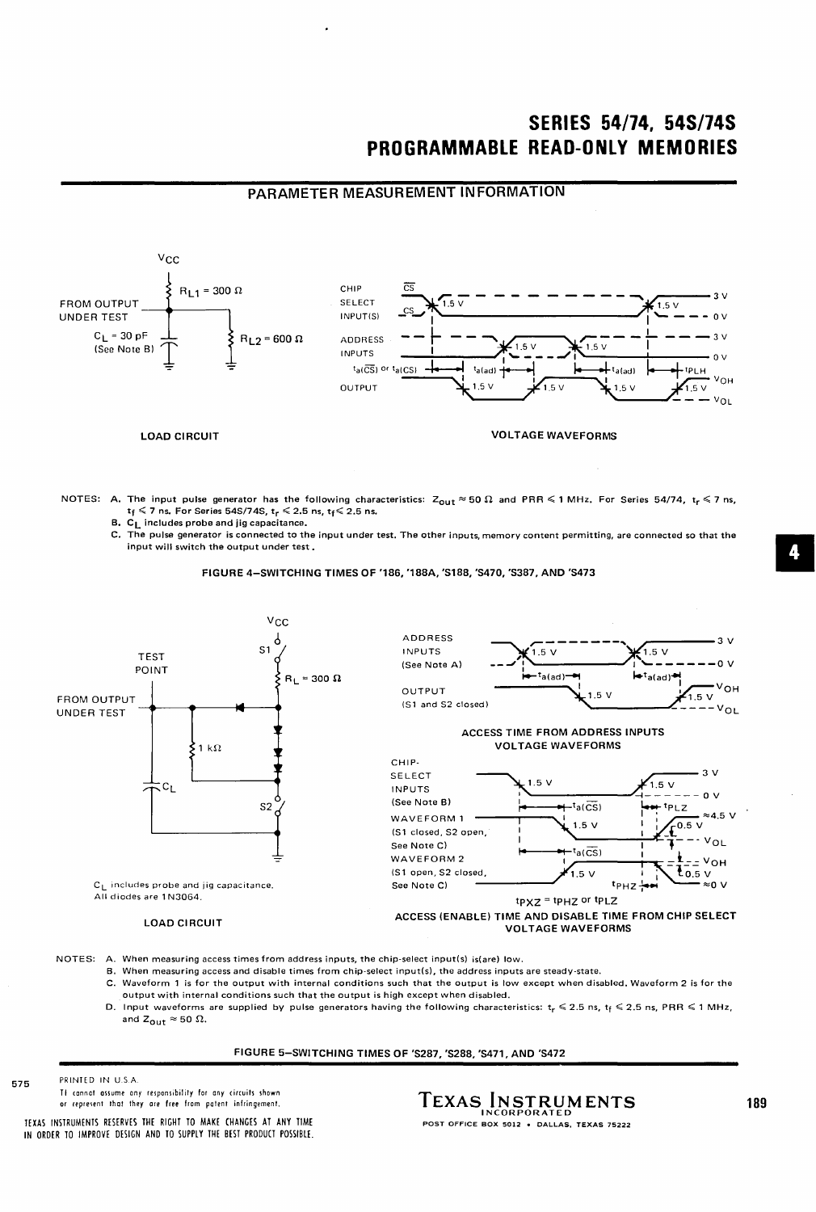# SERIES 54/74, 54S/74S PROGRAMMABLE READ-ONLY MEMORIES

## PARAMETER MEASUREMENT INFORMATION

$V_{CC}$

$R_{L1}$ = 300 Ω

FROM OUTPUT UNDER TEST

$C_L$ = 30 pF (See Note B)

$R_{L2}$ = 600 Ω

LOAD CIRCUIT

CHIP SELECT INPUT(S)

ADDRESS INPUTS

OUTPUT

$t_{a(\overline{CS})}$ or $t_{a(CS)}$

$t_{a(ad)}$

$t_{PLH}$

1.5 V

3 V

0 V

$V_{OH}$

$V_{OL}$

VOLTAGE WAVEFORMS

NOTES: A. The input pulse generator has the following characteristics: $Z_{out} \approx 50\ \Omega$ and PRR ≤ 1 MHz. For Series 54/74, $t_r \leq 7$ ns, $t_f \leq 7$ ns. For Series 54S/74S, $t_r \leq 2.5$ ns, $t_f \leq 2.5$ ns.

B. $C_L$ includes probe and jig capacitance.

C. The pulse generator is connected to the input under test. The other inputs, memory content permitting, are connected so that the input will switch the output under test.

FIGURE 4–SWITCHING TIMES OF '186, '188A, 'S188, 'S470, 'S387, AND 'S473

$V_{CC}$

S1

TEST POINT

$R_L$ = 300 Ω

FROM OUTPUT UNDER TEST

1 kΩ

$C_L$

S2

$C_L$ includes probe and jig capacitance.
All diodes are 1N3064.

LOAD CIRCUIT

ADDRESS INPUTS (See Note A)

OUTPUT (S1 and S2 closed)

$t_{a(ad)}$

1.5 V

3 V

0 V

$V_{OH}$

$V_{OL}$

ACCESS TIME FROM ADDRESS INPUTS VOLTAGE WAVEFORMS

CHIP-SELECT INPUTS (See Note B)

WAVEFORM 1 (S1 closed, S2 open, See Note C)

WAVEFORM 2 (S1 open, S2 closed, See Note C)

$t_{a(\overline{CS})}$

$t_{PLZ}$

$t_{PHZ}$

≈4.5 V

0.5 V

≈0 V

$t_{PXZ} = t_{PHZ}$ or $t_{PLZ}$

ACCESS (ENABLE) TIME AND DISABLE TIME FROM CHIP SELECT VOLTAGE WAVEFORMS

NOTES: A. When measuring access times from address inputs, the chip-select input(s) is(are) low.

B. When measuring access and disable times from chip-select input(s), the address inputs are steady-state.

C. Waveform 1 is for the output with internal conditions such that the output is low except when disabled. Waveform 2 is for the output with internal conditions such that the output is high except when disabled.

D. Input waveforms are supplied by pulse generators having the following characteristics: $t_r \leq 2.5$ ns, $t_f \leq 2.5$ ns, PRR ≤ 1 MHz, and $Z_{out} \approx 50\ \Omega$.

FIGURE 5–SWITCHING TIMES OF 'S287, 'S288, 'S471, AND 'S472

PRINTED IN U.S.A.
TI cannot assume any responsibility for any circuits shown or represent that they are free from patent infringement.

TEXAS INSTRUMENTS RESERVES THE RIGHT TO MAKE CHANGES AT ANY TIME IN ORDER TO IMPROVE DESIGN AND TO SUPPLY THE BEST PRODUCT POSSIBLE.

TEXAS INSTRUMENTS INCORPORATED
POST OFFICE BOX 5012 • DALLAS, TEXAS 75222